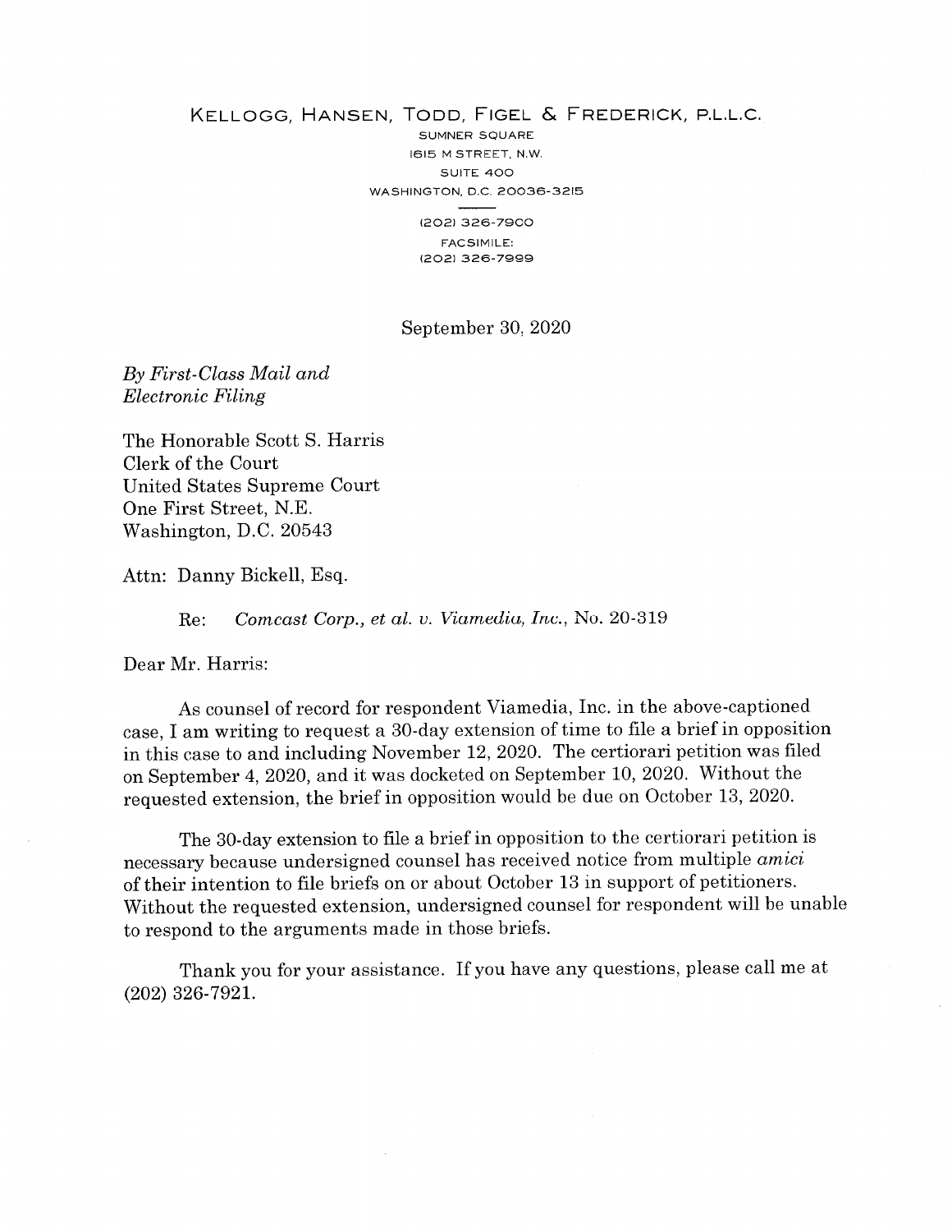KELLOGG, HANSEN, TODD, FIGEL & FREDERICK, P.L.L.C.

SUMNER SQUARE
1615 M STREET, N.W.
SUITE 400
WASHINGTON, D.C. 20036-3215

(202) 326-7900
FACSIMILE:
(202) 326-7999

September 30, 2020

*By First-Class Mail and Electronic Filing*

The Honorable Scott S. Harris
Clerk of the Court
United States Supreme Court
One First Street, N.E.
Washington, D.C. 20543

Attn: Danny Bickell, Esq.

Re: *Comcast Corp., et al. v. Viamedia, Inc.*, No. 20-319

Dear Mr. Harris:

As counsel of record for respondent Viamedia, Inc. in the above-captioned case, I am writing to request a 30-day extension of time to file a brief in opposition in this case to and including November 12, 2020. The certiorari petition was filed on September 4, 2020, and it was docketed on September 10, 2020. Without the requested extension, the brief in opposition would be due on October 13, 2020.

The 30-day extension to file a brief in opposition to the certiorari petition is necessary because undersigned counsel has received notice from multiple *amici* of their intention to file briefs on or about October 13 in support of petitioners. Without the requested extension, undersigned counsel for respondent will be unable to respond to the arguments made in those briefs.

Thank you for your assistance. If you have any questions, please call me at (202) 326-7921.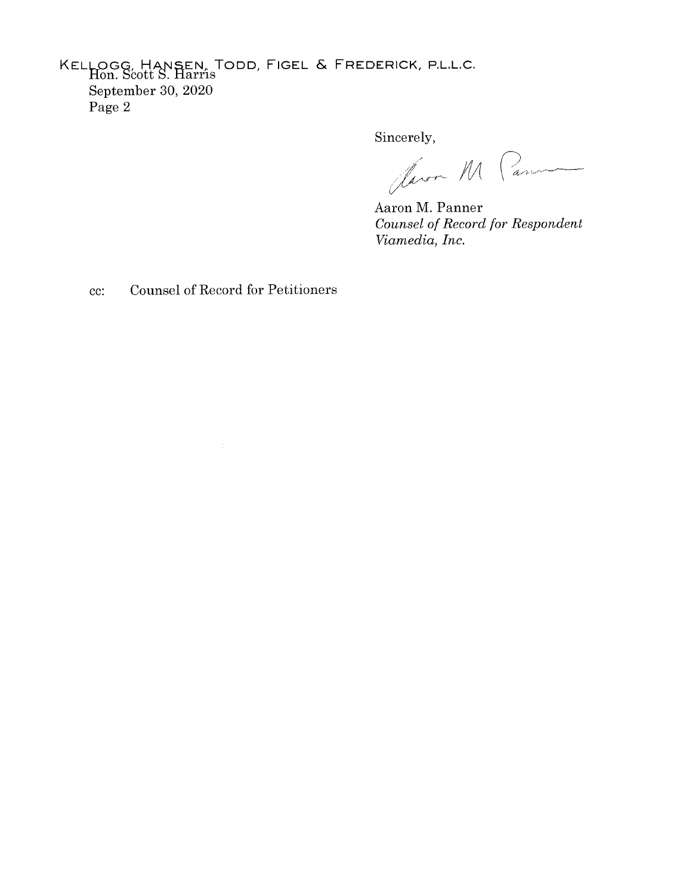Sincerely,

Aaron M. Panner
*Counsel of Record for Respondent Viamedia, Inc.*

cc: Counsel of Record for Petitioners